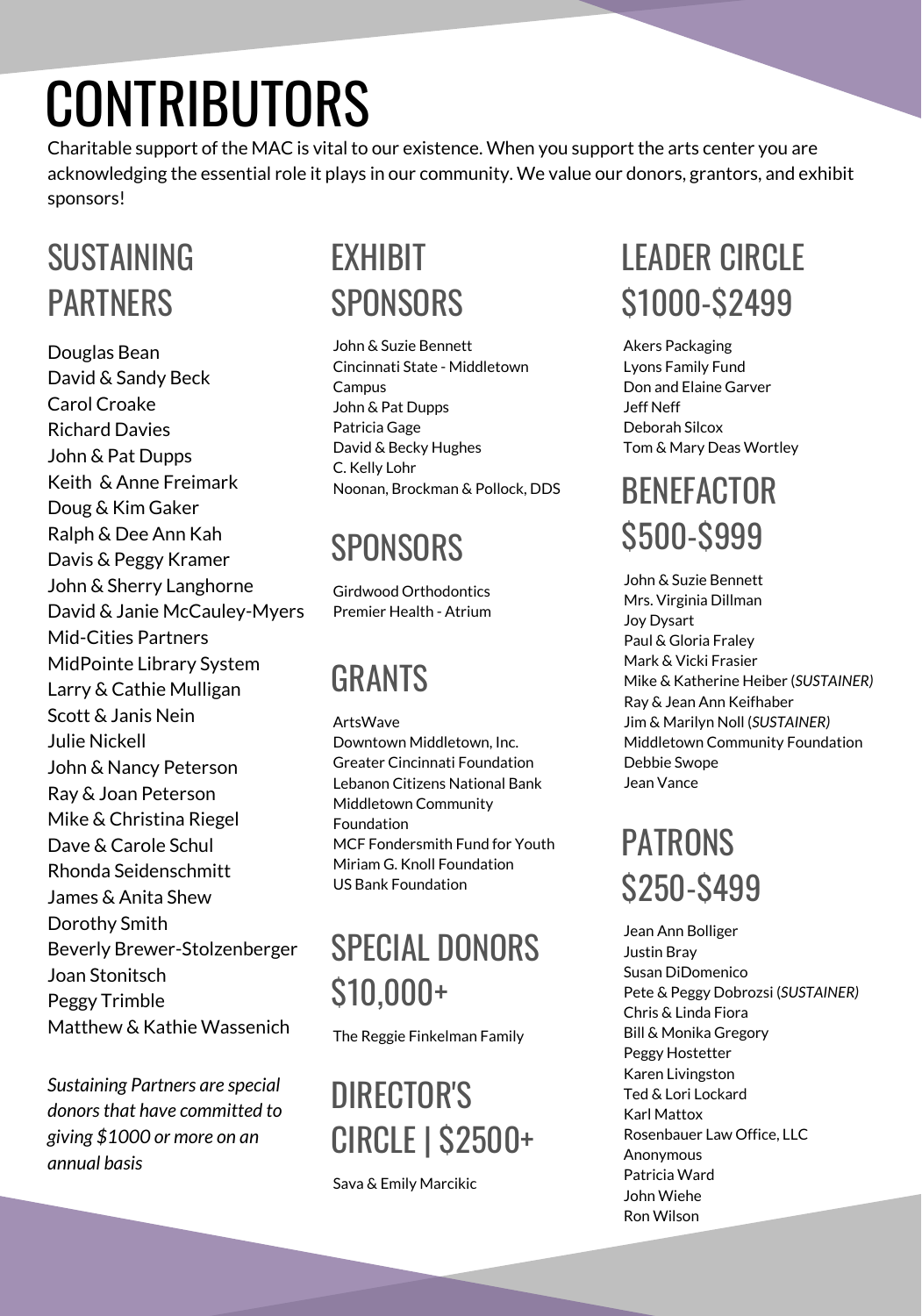# CONTRIBUTORS

Charitable support of the MAC is vital to our existence. When you support the arts center you are acknowledging the essential role it plays in our community. We value our donors, grantors, and exhibit sponsors!

## SUSTAINING PARTNERS

Douglas Bean
David & Sandy Beck
Carol Croake
Richard Davies
John & Pat Dupps
Keith & Anne Freimark
Doug & Kim Gaker
Ralph & Dee Ann Kah
Davis & Peggy Kramer
John & Sherry Langhorne
David & Janie McCauley-Myers
Mid-Cities Partners
MidPointe Library System
Larry & Cathie Mulligan
Scott & Janis Nein
Julie Nickell
John & Nancy Peterson
Ray & Joan Peterson
Mike & Christina Riegel
Dave & Carole Schul
Rhonda Seidenschmitt
James & Anita Shew
Dorothy Smith
Beverly Brewer-Stolzenberger
Joan Stonitsch
Peggy Trimble
Matthew & Kathie Wassenich

*Sustaining Partners are special donors that have committed to giving $1000 or more on an annual basis*

## EXHIBIT SPONSORS

John & Suzie Bennett
Cincinnati State - Middletown Campus
John & Pat Dupps
Patricia Gage
David & Becky Hughes
C. Kelly Lohr
Noonan, Brockman & Pollock, DDS

## SPONSORS

Girdwood Orthodontics
Premier Health - Atrium

## GRANTS

ArtsWave
Downtown Middletown, Inc.
Greater Cincinnati Foundation
Lebanon Citizens National Bank
Middletown Community Foundation
MCF Fondersmith Fund for Youth
Miriam G. Knoll Foundation
US Bank Foundation

## SPECIAL DONORS $10,000+

The Reggie Finkelman Family

## DIRECTOR'S CIRCLE | $2500+

Sava & Emily Marcikic

## LEADER CIRCLE $1000-$2499

Akers Packaging
Lyons Family Fund
Don and Elaine Garver
Jeff Neff
Deborah Silcox
Tom & Mary Deas Wortley

## BENEFACTOR $500-$999

John & Suzie Bennett
Mrs. Virginia Dillman
Joy Dysart
Paul & Gloria Fraley
Mark & Vicki Frasier
Mike & Katherine Heiber (*SUSTAINER)*
Ray & Jean Ann Keifhaber
Jim & Marilyn Noll (*SUSTAINER)*
Middletown Community Foundation
Debbie Swope
Jean Vance

## PATRONS $250-$499

Jean Ann Bolliger
Justin Bray
Susan DiDomenico
Pete & Peggy Dobrozsi (*SUSTAINER)*
Chris & Linda Fiora
Bill & Monika Gregory
Peggy Hostetter
Karen Livingston
Ted & Lori Lockard
Karl Mattox
Rosenbauer Law Office, LLC
Anonymous
Patricia Ward
John Wiehe
Ron Wilson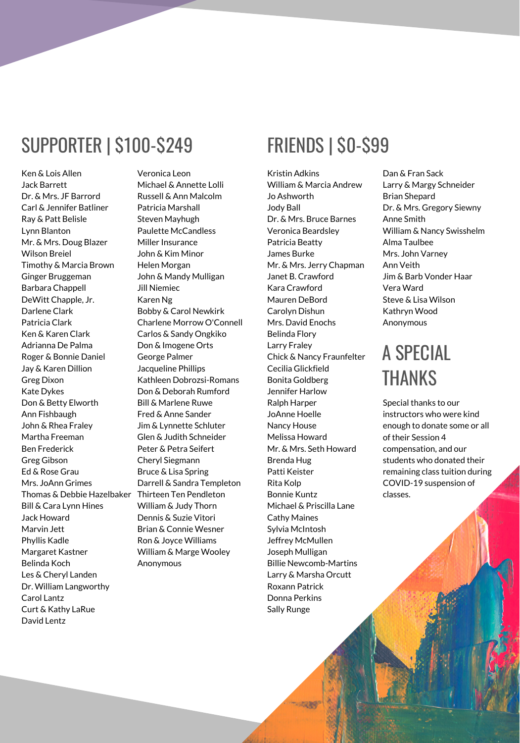## SUPPORTER | $100-$249

Ken & Lois Allen
Jack Barrett
Dr. & Mrs. JF Barrord
Carl & Jennifer Batliner
Ray & Patt Belisle
Lynn Blanton
Mr. & Mrs. Doug Blazer
Wilson Breiel
Timothy & Marcia Brown
Ginger Bruggeman
Barbara Chappell
DeWitt Chapple, Jr.
Darlene Clark
Patricia Clark
Ken & Karen Clark
Adrianna De Palma
Roger & Bonnie Daniel
Jay & Karen Dillion
Greg Dixon
Kate Dykes
Don & Betty Elworth
Ann Fishbaugh
John & Rhea Fraley
Martha Freeman
Ben Frederick
Greg Gibson
Ed & Rose Grau
Mrs. JoAnn Grimes
Thomas & Debbie Hazelbaker
Bill & Cara Lynn Hines
Jack Howard
Marvin Jett
Phyllis Kadle
Margaret Kastner
Belinda Koch
Les & Cheryl Landen
Dr. William Langworthy
Carol Lantz
Curt & Kathy LaRue
David Lentz
Veronica Leon
Michael & Annette Lolli
Russell & Ann Malcolm
Patricia Marshall
Steven Mayhugh
Paulette McCandless
Miller Insurance
John & Kim Minor
Helen Morgan
John & Mandy Mulligan
Jill Niemiec
Karen Ng
Bobby & Carol Newkirk
Charlene Morrow O'Connell
Carlos & Sandy Ongkiko
Don & Imogene Orts
George Palmer
Jacqueline Phillips
Kathleen Dobrozsi-Romans
Don & Deborah Rumford
Bill & Marlene Ruwe
Fred & Anne Sander
Jim & Lynnette Schluter
Glen & Judith Schneider
Peter & Petra Seifert
Cheryl Siegmann
Bruce & Lisa Spring
Darrell & Sandra Templeton
Thirteen Ten Pendleton
William & Judy Thorn
Dennis & Suzie Vitori
Brian & Connie Wesner
Ron & Joyce Williams
William & Marge Wooley
Anonymous

## FRIENDS | $0-$99

Kristin Adkins
William & Marcia Andrew
Jo Ashworth
Jody Ball
Dr. & Mrs. Bruce Barnes
Veronica Beardsley
Patricia Beatty
James Burke
Mr. & Mrs. Jerry Chapman
Janet B. Crawford
Kara Crawford
Mauren DeBord
Carolyn Dishun
Mrs. David Enochs
Belinda Flory
Larry Fraley
Chick & Nancy Fraunfelter
Cecilia Glickfield
Bonita Goldberg
Jennifer Harlow
Ralph Harper
JoAnne Hoelle
Nancy House
Melissa Howard
Mr. & Mrs. Seth Howard
Brenda Hug
Patti Keister
Rita Kolp
Bonnie Kuntz
Michael & Priscilla Lane
Cathy Maines
Sylvia McIntosh
Jeffrey McMullen
Joseph Mulligan
Billie Newcomb-Martins
Larry & Marsha Orcutt
Roxann Patrick
Donna Perkins
Sally Runge
Dan & Fran Sack
Larry & Margy Schneider
Brian Shepard
Dr. & Mrs. Gregory Siewny
Anne Smith
William & Nancy Swisshelm
Alma Taulbee
Mrs. John Varney
Ann Veith
Jim & Barb Vonder Haar
Vera Ward
Steve & Lisa Wilson
Kathryn Wood
Anonymous

## A SPECIAL THANKS

Special thanks to our instructors who were kind enough to donate some or all of their Session 4 compensation, and our students who donated their remaining class tuition during COVID-19 suspension of classes.